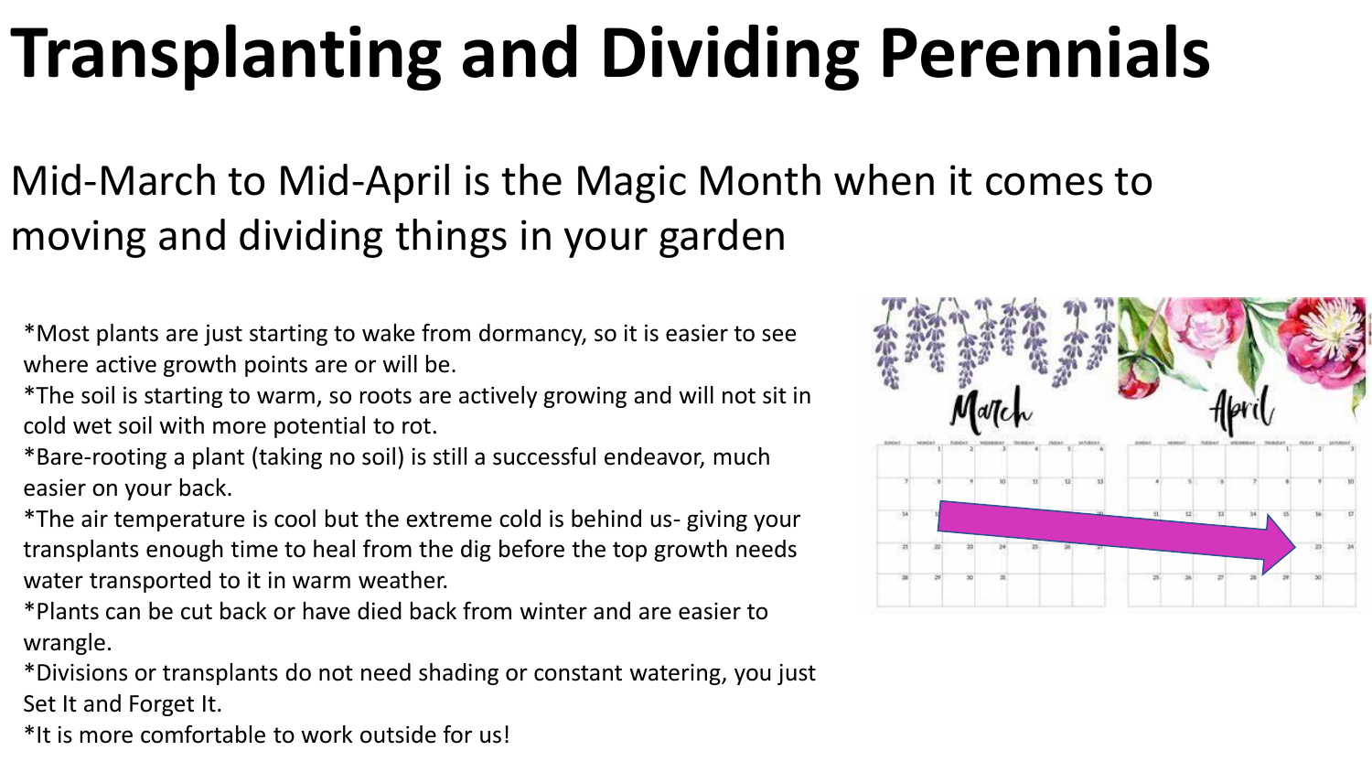# Transplanting and Dividing Perennials

Mid-March to Mid-April is the Magic Month when it comes to moving and dividing things in your garden

*Most plants are just starting to wake from dormancy, so it is easier to see where active growth points are or will be.
*The soil is starting to warm, so roots are actively growing and will not sit in cold wet soil with more potential to rot.
*Bare-rooting a plant (taking no soil) is still a successful endeavor, much easier on your back.
*The air temperature is cool but the extreme cold is behind us- giving your transplants enough time to heal from the dig before the top growth needs water transported to it in warm weather.
*Plants can be cut back or have died back from winter and are easier to wrangle.
*Divisions or transplants do not need shading or constant watering, you just Set It and Forget It.
*It is more comfortable to work outside for us!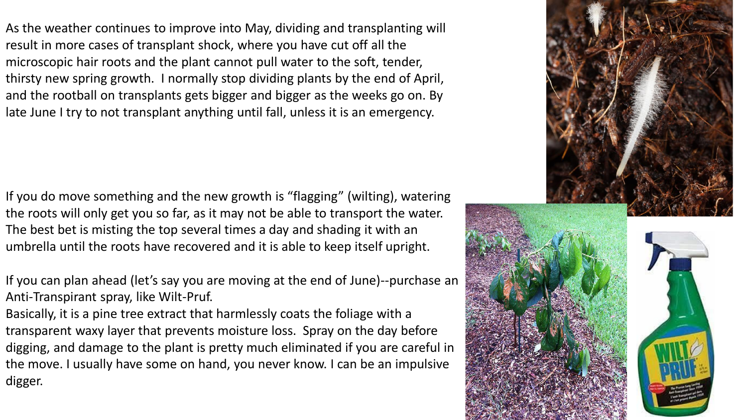As the weather continues to improve into May, dividing and transplanting will result in more cases of transplant shock, where you have cut off all the microscopic hair roots and the plant cannot pull water to the soft, tender, thirsty new spring growth. I normally stop dividing plants by the end of April, and the rootball on transplants gets bigger and bigger as the weeks go on. By late June I try to not transplant anything until fall, unless it is an emergency.

If you do move something and the new growth is “flagging” (wilting), watering the roots will only get you so far, as it may not be able to transport the water. The best bet is misting the top several times a day and shading it with an umbrella until the roots have recovered and it is able to keep itself upright.

If you can plan ahead (let’s say you are moving at the end of June)--purchase an Anti-Transpirant spray, like Wilt-Pruf.

Basically, it is a pine tree extract that harmlessly coats the foliage with a transparent waxy layer that prevents moisture loss. Spray on the day before digging, and damage to the plant is pretty much eliminated if you are careful in the move. I usually have some on hand, you never know. I can be an impulsive digger.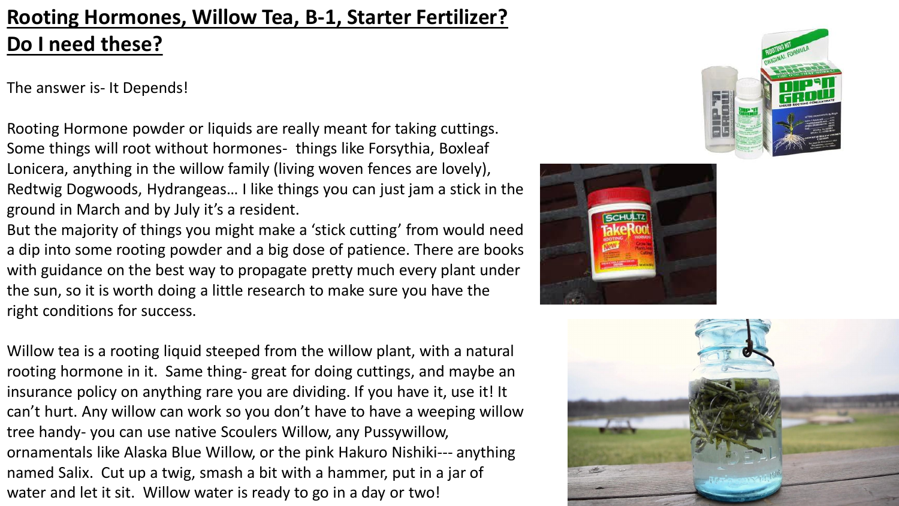# **Rooting Hormones, Willow Tea, B-1, Starter Fertilizer? Do I need these?**

The answer is- It Depends!

Rooting Hormone powder or liquids are really meant for taking cuttings. Some things will root without hormones- things like Forsythia, Boxleaf Lonicera, anything in the willow family (living woven fences are lovely), Redtwig Dogwoods, Hydrangeas… I like things you can just jam a stick in the ground in March and by July it's a resident.
But the majority of things you might make a 'stick cutting' from would need a dip into some rooting powder and a big dose of patience. There are books with guidance on the best way to propagate pretty much every plant under the sun, so it is worth doing a little research to make sure you have the right conditions for success.

Willow tea is a rooting liquid steeped from the willow plant, with a natural rooting hormone in it. Same thing- great for doing cuttings, and maybe an insurance policy on anything rare you are dividing. If you have it, use it! It can't hurt. Any willow can work so you don't have to have a weeping willow tree handy- you can use native Scoulers Willow, any Pussywillow, ornamentals like Alaska Blue Willow, or the pink Hakuro Nishiki--- anything named Salix. Cut up a twig, smash a bit with a hammer, put in a jar of water and let it sit. Willow water is ready to go in a day or two!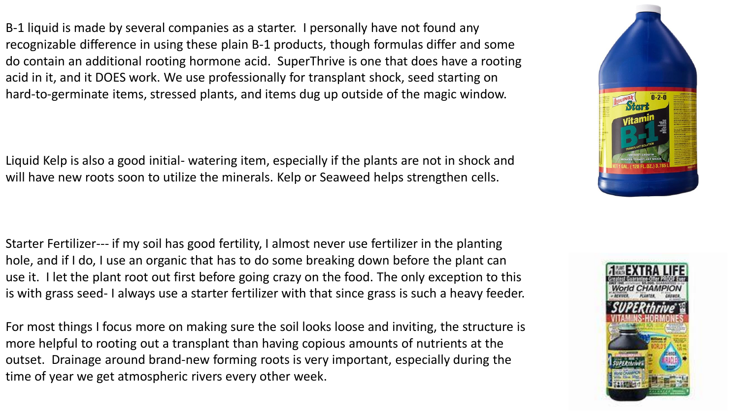B-1 liquid is made by several companies as a starter. I personally have not found any recognizable difference in using these plain B-1 products, though formulas differ and some do contain an additional rooting hormone acid. SuperThrive is one that does have a rooting acid in it, and it DOES work. We use professionally for transplant shock, seed starting on hard-to-germinate items, stressed plants, and items dug up outside of the magic window.

Liquid Kelp is also a good initial- watering item, especially if the plants are not in shock and will have new roots soon to utilize the minerals. Kelp or Seaweed helps strengthen cells.

Starter Fertilizer--- if my soil has good fertility, I almost never use fertilizer in the planting hole, and if I do, I use an organic that has to do some breaking down before the plant can use it. I let the plant root out first before going crazy on the food. The only exception to this is with grass seed- I always use a starter fertilizer with that since grass is such a heavy feeder.

For most things I focus more on making sure the soil looks loose and inviting, the structure is more helpful to rooting out a transplant than having copious amounts of nutrients at the outset. Drainage around brand-new forming roots is very important, especially during the time of year we get atmospheric rivers every other week.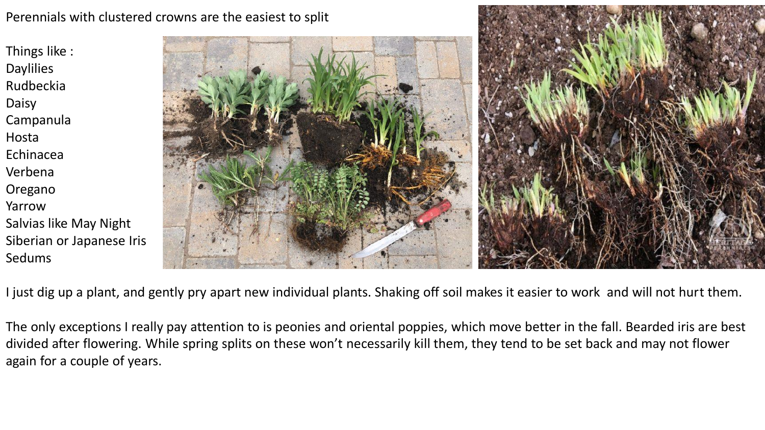Perennials with clustered crowns are the easiest to split

Things like :

- Daylilies
- Rudbeckia
- Daisy
- Campanula
- Hosta
- Echinacea
- Verbena
- Oregano
- Yarrow
- Salvias like May Night
- Siberian or Japanese Iris
- Sedums

I just dig up a plant, and gently pry apart new individual plants. Shaking off soil makes it easier to work and will not hurt them.

The only exceptions I really pay attention to is peonies and oriental poppies, which move better in the fall. Bearded iris are best divided after flowering. While spring splits on these won't necessarily kill them, they tend to be set back and may not flower again for a couple of years.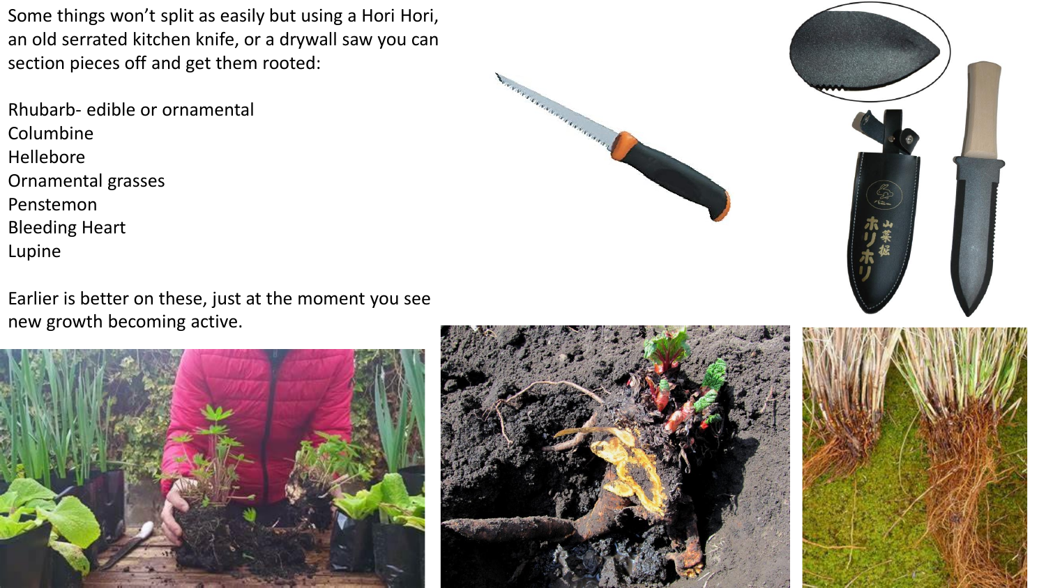Some things won't split as easily but using a Hori Hori, an old serrated kitchen knife, or a drywall saw you can section pieces off and get them rooted:

Rhubarb- edible or ornamental
Columbine
Hellebore
Ornamental grasses
Penstemon
Bleeding Heart
Lupine

Earlier is better on these, just at the moment you see new growth becoming active.